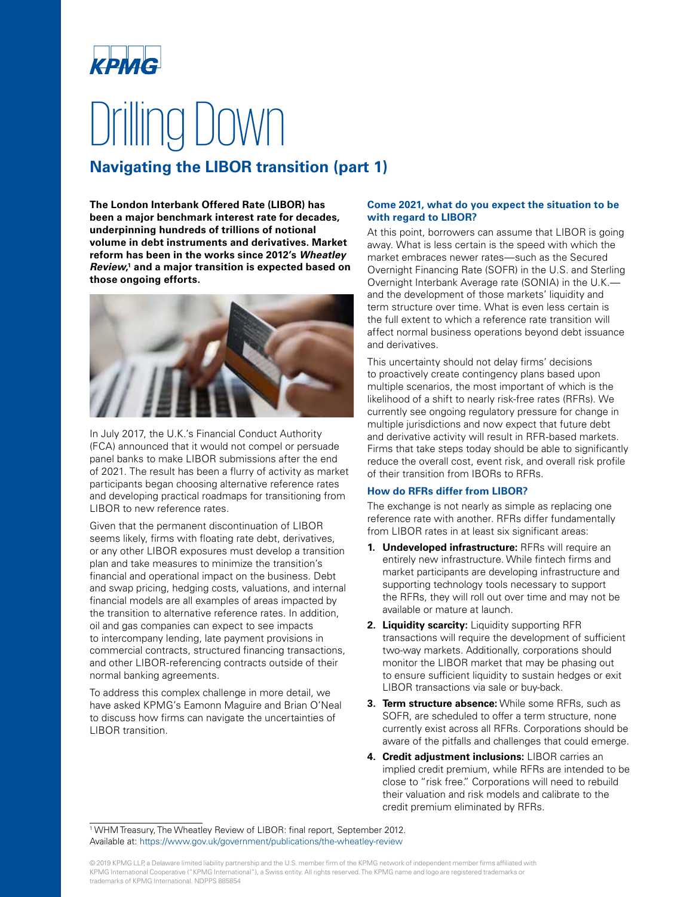# Drilling Down

## Navigating the LIBOR transition (part 1)

**The London Interbank Offered Rate (LIBOR) has been a major benchmark interest rate for decades, underpinning hundreds of trillions of notional volume in debt instruments and derivatives. Market reform has been in the works since 2012's *Wheatley Review*,[1] and a major transition is expected based on those ongoing efforts.**

In July 2017, the U.K.'s Financial Conduct Authority (FCA) announced that it would not compel or persuade panel banks to make LIBOR submissions after the end of 2021. The result has been a flurry of activity as market participants began choosing alternative reference rates and developing practical roadmaps for transitioning from LIBOR to new reference rates.

Given that the permanent discontinuation of LIBOR seems likely, firms with floating rate debt, derivatives, or any other LIBOR exposures must develop a transition plan and take measures to minimize the transition's financial and operational impact on the business. Debt and swap pricing, hedging costs, valuations, and internal financial models are all examples of areas impacted by the transition to alternative reference rates. In addition, oil and gas companies can expect to see impacts to intercompany lending, late payment provisions in commercial contracts, structured financing transactions, and other LIBOR-referencing contracts outside of their normal banking agreements.

To address this complex challenge in more detail, we have asked KPMG's Eamonn Maguire and Brian O'Neal to discuss how firms can navigate the uncertainties of LIBOR transition.

### Come 2021, what do you expect the situation to be with regard to LIBOR?

At this point, borrowers can assume that LIBOR is going away. What is less certain is the speed with which the market embraces newer rates—such as the Secured Overnight Financing Rate (SOFR) in the U.S. and Sterling Overnight Interbank Average rate (SONIA) in the U.K.—and the development of those markets' liquidity and term structure over time. What is even less certain is the full extent to which a reference rate transition will affect normal business operations beyond debt issuance and derivatives.

This uncertainty should not delay firms' decisions to proactively create contingency plans based upon multiple scenarios, the most important of which is the likelihood of a shift to nearly risk-free rates (RFRs). We currently see ongoing regulatory pressure for change in multiple jurisdictions and now expect that future debt and derivative activity will result in RFR-based markets. Firms that take steps today should be able to significantly reduce the overall cost, event risk, and overall risk profile of their transition from IBORs to RFRs.

### How do RFRs differ from LIBOR?

The exchange is not nearly as simple as replacing one reference rate with another. RFRs differ fundamentally from LIBOR rates in at least six significant areas:

1. **Undeveloped infrastructure:** RFRs will require an entirely new infrastructure. While fintech firms and market participants are developing infrastructure and supporting technology tools necessary to support the RFRs, they will roll out over time and may not be available or mature at launch.
2. **Liquidity scarcity:** Liquidity supporting RFR transactions will require the development of sufficient two-way markets. Additionally, corporations should monitor the LIBOR market that may be phasing out to ensure sufficient liquidity to sustain hedges or exit LIBOR transactions via sale or buy-back.
3. **Term structure absence:** While some RFRs, such as SOFR, are scheduled to offer a term structure, none currently exist across all RFRs. Corporations should be aware of the pitfalls and challenges that could emerge.
4. **Credit adjustment inclusions:** LIBOR carries an implied credit premium, while RFRs are intended to be close to "risk free." Corporations will need to rebuild their valuation and risk models and calibrate to the credit premium eliminated by RFRs.

[1] WHM Treasury, The Wheatley Review of LIBOR: final report, September 2012. Available at: https://www.gov.uk/government/publications/the-wheatley-review

© 2019 KPMG LLP, a Delaware limited liability partnership and the U.S. member firm of the KPMG network of independent member firms affiliated with KPMG International Cooperative ("KPMG International"), a Swiss entity. All rights reserved. The KPMG name and logo are registered trademarks or trademarks of KPMG International. NDPPS 885854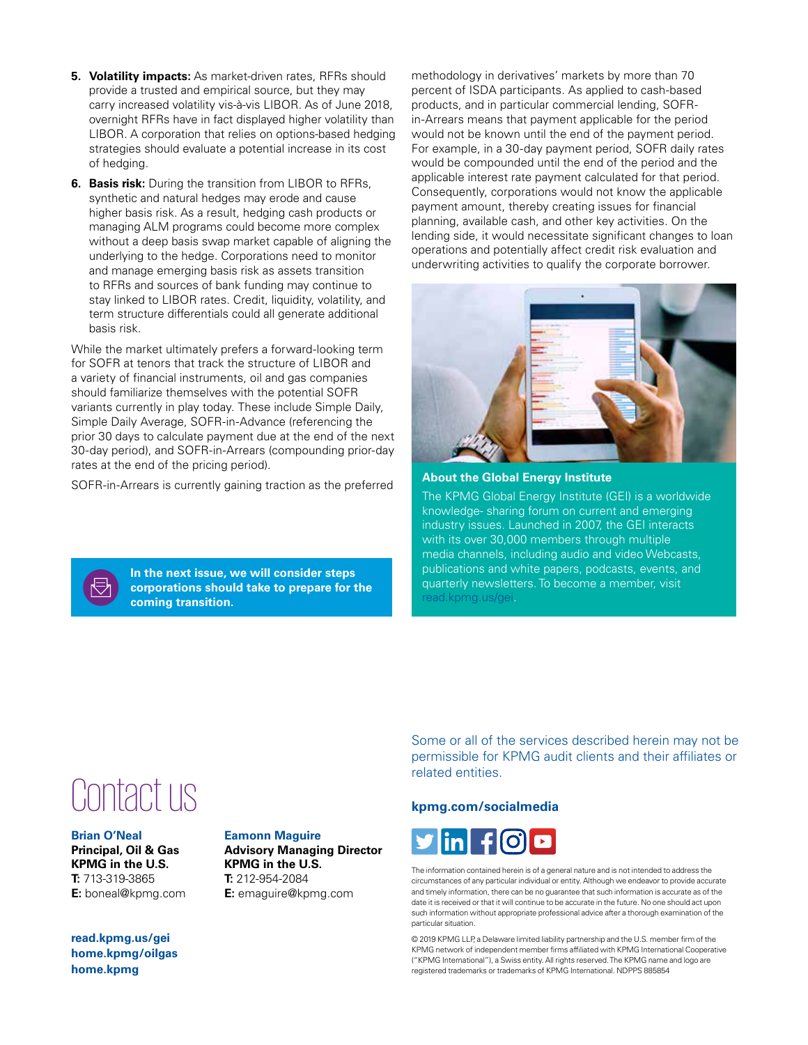5. **Volatility impacts:** As market-driven rates, RFRs should provide a trusted and empirical source, but they may carry increased volatility vis-à-vis LIBOR. As of June 2018, overnight RFRs have in fact displayed higher volatility than LIBOR. A corporation that relies on options-based hedging strategies should evaluate a potential increase in its cost of hedging.
6. **Basis risk:** During the transition from LIBOR to RFRs, synthetic and natural hedges may erode and cause higher basis risk. As a result, hedging cash products or managing ALM programs could become more complex without a deep basis swap market capable of aligning the underlying to the hedge. Corporations need to monitor and manage emerging basis risk as assets transition to RFRs and sources of bank funding may continue to stay linked to LIBOR rates. Credit, liquidity, volatility, and term structure differentials could all generate additional basis risk.

While the market ultimately prefers a forward-looking term for SOFR at tenors that track the structure of LIBOR and a variety of financial instruments, oil and gas companies should familiarize themselves with the potential SOFR variants currently in play today. These include Simple Daily, Simple Daily Average, SOFR-in-Advance (referencing the prior 30 days to calculate payment due at the end of the next 30-day period), and SOFR-in-Arrears (compounding prior-day rates at the end of the pricing period).

SOFR-in-Arrears is currently gaining traction as the preferred methodology in derivatives' markets by more than 70 percent of ISDA participants. As applied to cash-based products, and in particular commercial lending, SOFR-in-Arrears means that payment applicable for the period would not be known until the end of the payment period. For example, in a 30-day payment period, SOFR daily rates would be compounded until the end of the period and the applicable interest rate payment calculated for that period. Consequently, corporations would not know the applicable payment amount, thereby creating issues for financial planning, available cash, and other key activities. On the lending side, it would necessitate significant changes to loan operations and potentially affect credit risk evaluation and underwriting activities to qualify the corporate borrower.

**In the next issue, we will consider steps corporations should take to prepare for the coming transition.**

**About the Global Energy Institute**

The KPMG Global Energy Institute (GEI) is a worldwide knowledge- sharing forum on current and emerging industry issues. Launched in 2007, the GEI interacts with its over 30,000 members through multiple media channels, including audio and video Webcasts, publications and white papers, podcasts, events, and quarterly newsletters. To become a member, visit read.kpmg.us/gei.

# Contact us

**Brian O'Neal**
**Principal, Oil & Gas**
**KPMG in the U.S.**
**T:** 713-319-3865
**E:** boneal@kpmg.com

**Eamonn Maguire**
**Advisory Managing Director**
**KPMG in the U.S.**
**T:** 212-954-2084
**E:** emaguire@kpmg.com

**read.kpmg.us/gei**
**home.kpmg/oilgas**
**home.kpmg**

Some or all of the services described herein may not be permissible for KPMG audit clients and their affiliates or related entities.

**kpmg.com/socialmedia**

The information contained herein is of a general nature and is not intended to address the circumstances of any particular individual or entity. Although we endeavor to provide accurate and timely information, there can be no guarantee that such information is accurate as of the date it is received or that it will continue to be accurate in the future. No one should act upon such information without appropriate professional advice after a thorough examination of the particular situation.

© 2019 KPMG LLP, a Delaware limited liability partnership and the U.S. member firm of the KPMG network of independent member firms affiliated with KPMG International Cooperative ("KPMG International"), a Swiss entity. All rights reserved. The KPMG name and logo are registered trademarks or trademarks of KPMG International. NDPPS 885854